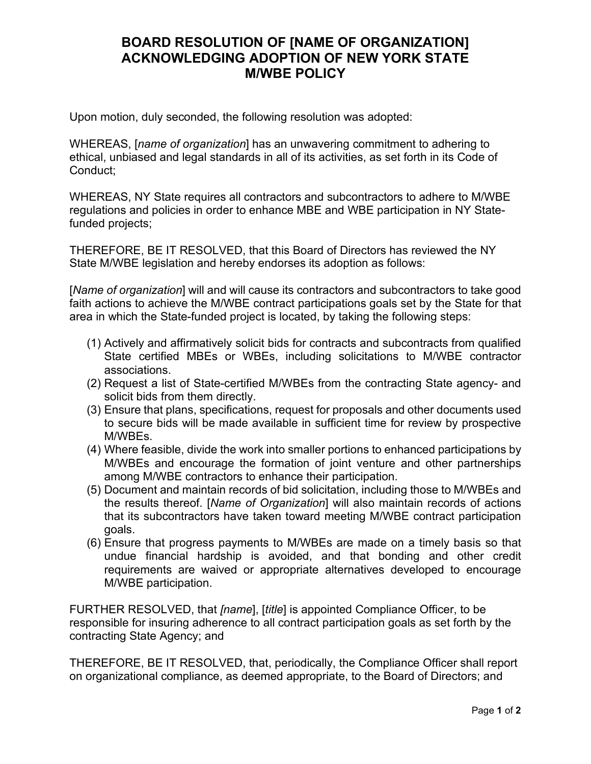# BOARD RESOLUTION OF [NAME OF ORGANIZATION] ACKNOWLEDGING ADOPTION OF NEW YORK STATE M/WBE POLICY

Upon motion, duly seconded, the following resolution was adopted:

WHEREAS, [*name of organization*] has an unwavering commitment to adhering to ethical, unbiased and legal standards in all of its activities, as set forth in its Code of Conduct;

WHEREAS, NY State requires all contractors and subcontractors to adhere to M/WBE regulations and policies in order to enhance MBE and WBE participation in NY State-funded projects;

THEREFORE, BE IT RESOLVED, that this Board of Directors has reviewed the NY State M/WBE legislation and hereby endorses its adoption as follows:

[*Name of organization*] will and will cause its contractors and subcontractors to take good faith actions to achieve the M/WBE contract participations goals set by the State for that area in which the State-funded project is located, by taking the following steps:

(1) Actively and affirmatively solicit bids for contracts and subcontracts from qualified State certified MBEs or WBEs, including solicitations to M/WBE contractor associations.
(2) Request a list of State-certified M/WBEs from the contracting State agency- and solicit bids from them directly.
(3) Ensure that plans, specifications, request for proposals and other documents used to secure bids will be made available in sufficient time for review by prospective M/WBEs.
(4) Where feasible, divide the work into smaller portions to enhanced participations by M/WBEs and encourage the formation of joint venture and other partnerships among M/WBE contractors to enhance their participation.
(5) Document and maintain records of bid solicitation, including those to M/WBEs and the results thereof. [*Name of Organization*] will also maintain records of actions that its subcontractors have taken toward meeting M/WBE contract participation goals.
(6) Ensure that progress payments to M/WBEs are made on a timely basis so that undue financial hardship is avoided, and that bonding and other credit requirements are waived or appropriate alternatives developed to encourage M/WBE participation.

FURTHER RESOLVED, that *[name]*, [*title*] is appointed Compliance Officer, to be responsible for insuring adherence to all contract participation goals as set forth by the contracting State Agency; and

THEREFORE, BE IT RESOLVED, that, periodically, the Compliance Officer shall report on organizational compliance, as deemed appropriate, to the Board of Directors; and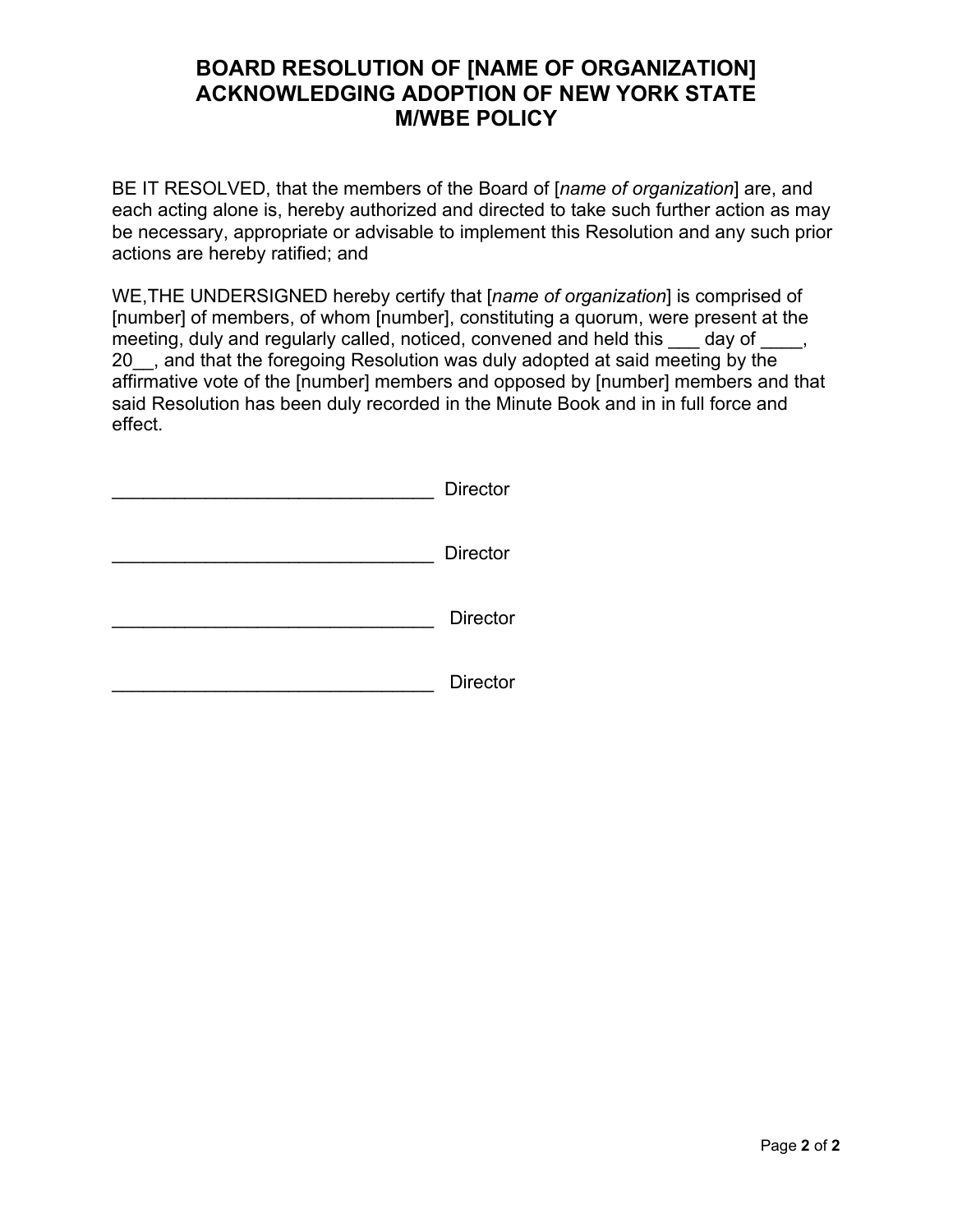# BOARD RESOLUTION OF [NAME OF ORGANIZATION] ACKNOWLEDGING ADOPTION OF NEW YORK STATE M/WBE POLICY

BE IT RESOLVED, that the members of the Board of [*name of organization*] are, and each acting alone is, hereby authorized and directed to take such further action as may be necessary, appropriate or advisable to implement this Resolution and any such prior actions are hereby ratified; and

WE,THE UNDERSIGNED hereby certify that [*name of organization*] is comprised of [number] of members, of whom [number], constituting a quorum, were present at the meeting, duly and regularly called, noticed, convened and held this ___ day of ____, 20__, and that the foregoing Resolution was duly adopted at said meeting by the affirmative vote of the [number] members and opposed by [number] members and that said Resolution has been duly recorded in the Minute Book and in in full force and effect.

_______________________________ Director

_______________________________ Director

_______________________________ Director

_______________________________ Director